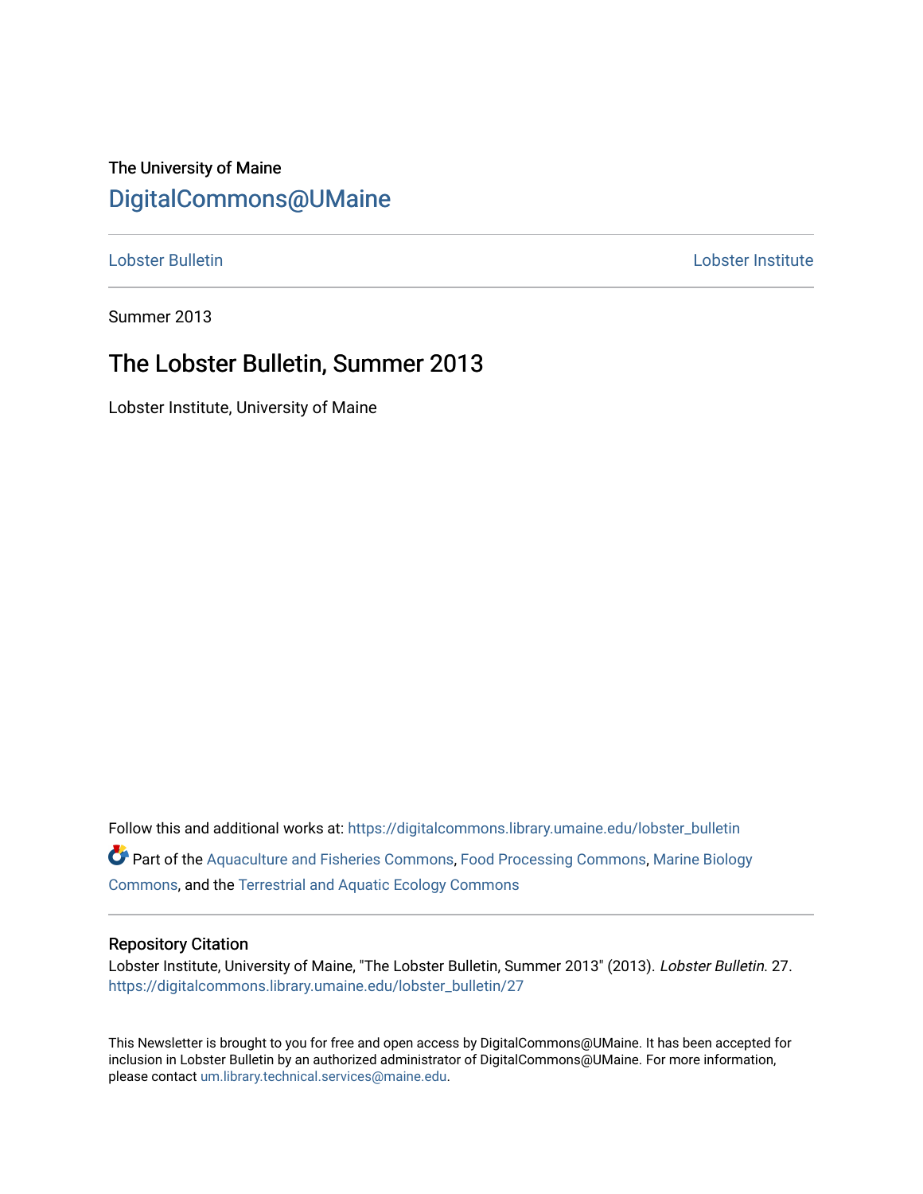The University of Maine

# DigitalCommons@UMaine

Lobster Bulletin | Lobster Institute

Summer 2013

## The Lobster Bulletin, Summer 2013

Lobster Institute, University of Maine

Follow this and additional works at: https://digitalcommons.library.umaine.edu/lobster_bulletin

Part of the Aquaculture and Fisheries Commons, Food Processing Commons, Marine Biology Commons, and the Terrestrial and Aquatic Ecology Commons

### Repository Citation

Lobster Institute, University of Maine, "The Lobster Bulletin, Summer 2013" (2013). *Lobster Bulletin*. 27. https://digitalcommons.library.umaine.edu/lobster_bulletin/27

This Newsletter is brought to you for free and open access by DigitalCommons@UMaine. It has been accepted for inclusion in Lobster Bulletin by an authorized administrator of DigitalCommons@UMaine. For more information, please contact um.library.technical.services@maine.edu.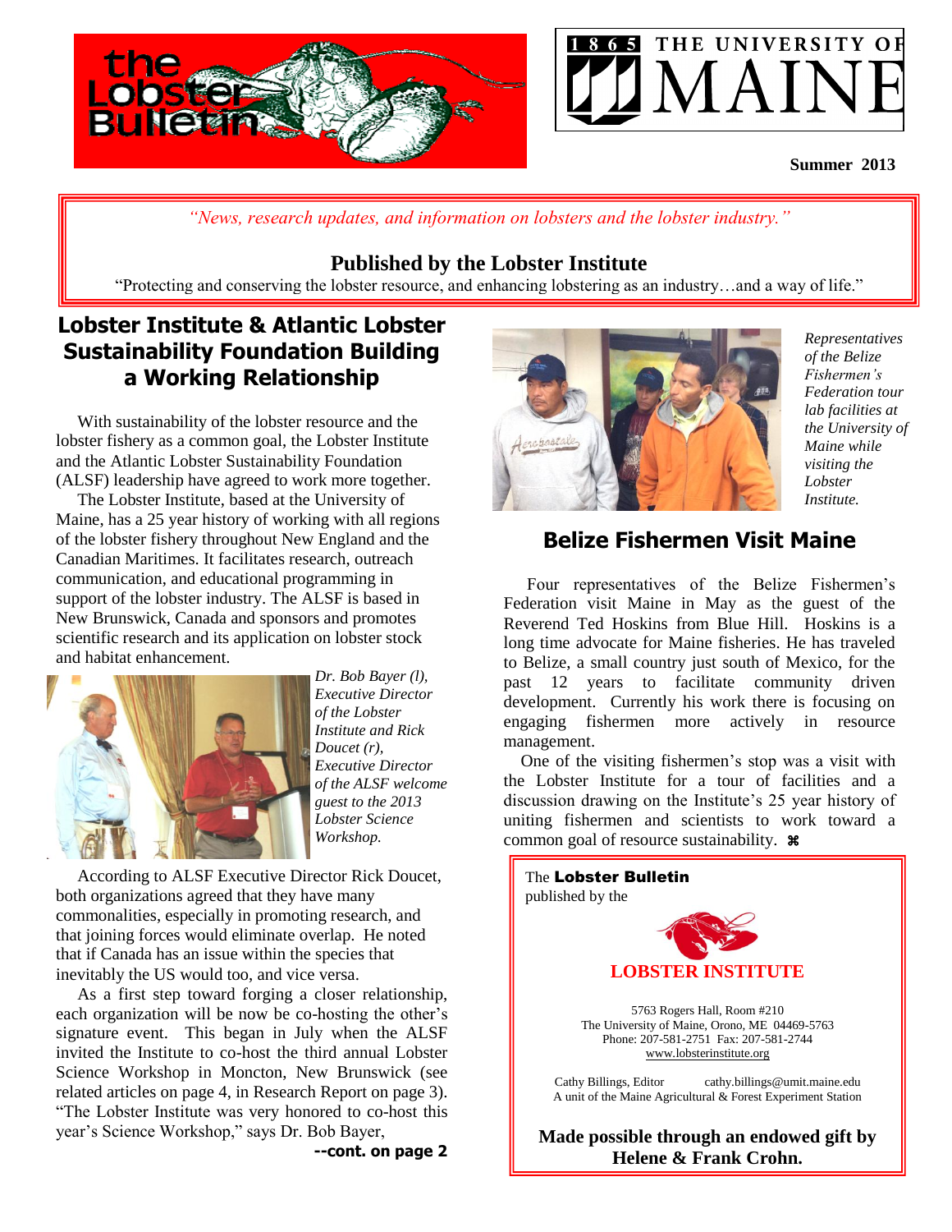# the Lobster Bulletin

1865 THE UNIVERSITY OF MAINE

**Summer 2013**

*"News, research updates, and information on lobsters and the lobster industry."*

**Published by the Lobster Institute**

"Protecting and conserving the lobster resource, and enhancing lobstering as an industry…and a way of life."

## Lobster Institute & Atlantic Lobster Sustainability Foundation Building a Working Relationship

With sustainability of the lobster resource and the lobster fishery as a common goal, the Lobster Institute and the Atlantic Lobster Sustainability Foundation (ALSF) leadership have agreed to work more together.

The Lobster Institute, based at the University of Maine, has a 25 year history of working with all regions of the lobster fishery throughout New England and the Canadian Maritimes. It facilitates research, outreach communication, and educational programming in support of the lobster industry. The ALSF is based in New Brunswick, Canada and sponsors and promotes scientific research and its application on lobster stock and habitat enhancement.

*Dr. Bob Bayer (l), Executive Director of the Lobster Institute and Rick Doucet (r), Executive Director of the ALSF welcome guest to the 2013 Lobster Science Workshop.*

According to ALSF Executive Director Rick Doucet, both organizations agreed that they have many commonalities, especially in promoting research, and that joining forces would eliminate overlap. He noted that if Canada has an issue within the species that inevitably the US would too, and vice versa.

As a first step toward forging a closer relationship, each organization will be now be co-hosting the other's signature event. This began in July when the ALSF invited the Institute to co-host the third annual Lobster Science Workshop in Moncton, New Brunswick (see related articles on page 4, in Research Report on page 3). "The Lobster Institute was very honored to co-host this year's Science Workshop," says Dr. Bob Bayer,

**--cont. on page 2**

*Representatives of the Belize Fishermen's Federation tour lab facilities at the University of Maine while visiting the Lobster Institute.*

## Belize Fishermen Visit Maine

Four representatives of the Belize Fishermen's Federation visit Maine in May as the guest of the Reverend Ted Hoskins from Blue Hill. Hoskins is a long time advocate for Maine fisheries. He has traveled to Belize, a small country just south of Mexico, for the past 12 years to facilitate community driven development. Currently his work there is focusing on engaging fishermen more actively in resource management.

One of the visiting fishermen's stop was a visit with the Lobster Institute for a tour of facilities and a discussion drawing on the Institute's 25 year history of uniting fishermen and scientists to work toward a common goal of resource sustainability. ⌘

The **Lobster Bulletin** published by the

**LOBSTER INSTITUTE**

5763 Rogers Hall, Room #210
The University of Maine, Orono, ME 04469-5763
Phone: 207-581-2751 Fax: 207-581-2744
www.lobsterinstitute.org

Cathy Billings, Editor cathy.billings@umit.maine.edu
A unit of the Maine Agricultural & Forest Experiment Station

**Made possible through an endowed gift by Helene & Frank Crohn.**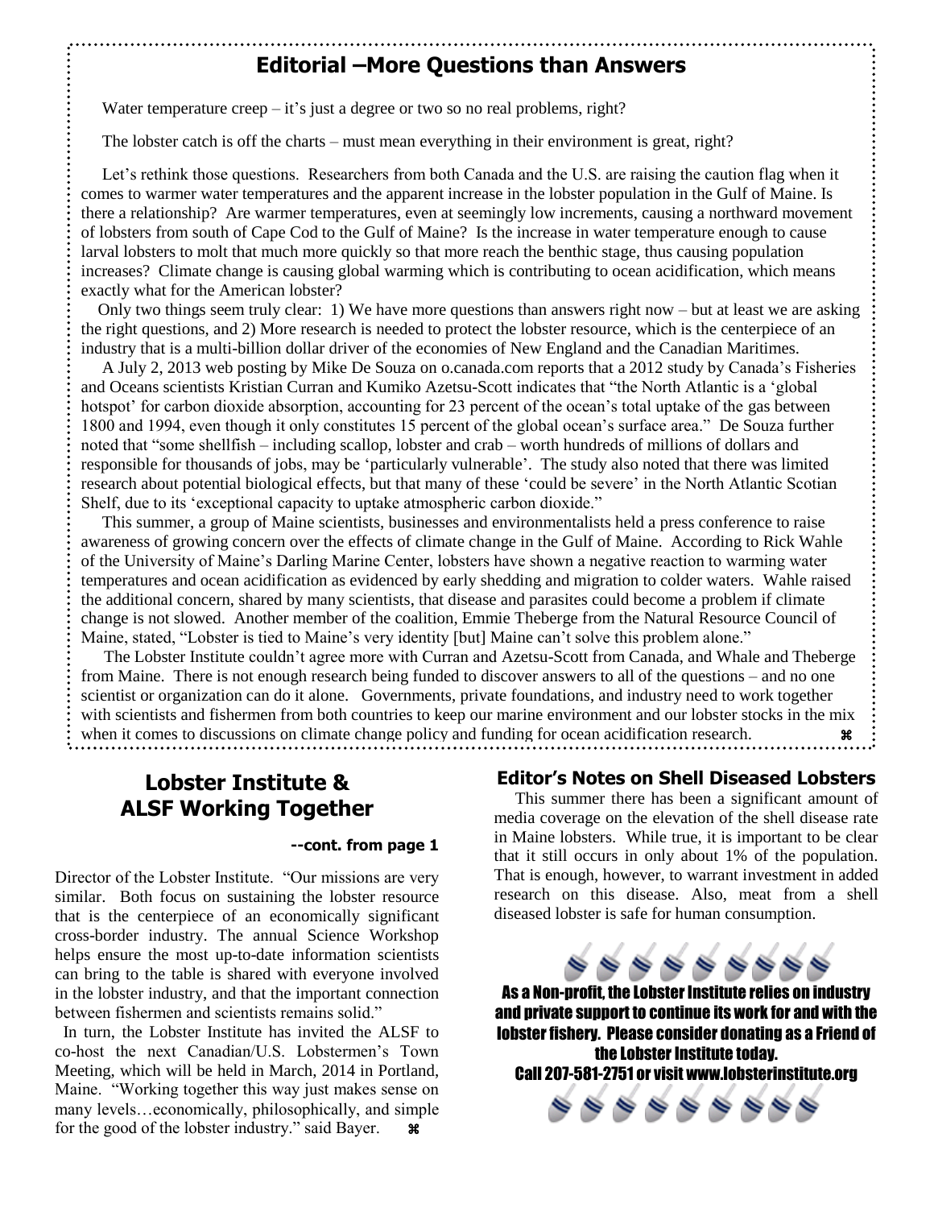## Editorial –More Questions than Answers

Water temperature creep – it's just a degree or two so no real problems, right?

The lobster catch is off the charts – must mean everything in their environment is great, right?

Let's rethink those questions. Researchers from both Canada and the U.S. are raising the caution flag when it comes to warmer water temperatures and the apparent increase in the lobster population in the Gulf of Maine. Is there a relationship? Are warmer temperatures, even at seemingly low increments, causing a northward movement of lobsters from south of Cape Cod to the Gulf of Maine? Is the increase in water temperature enough to cause larval lobsters to molt that much more quickly so that more reach the benthic stage, thus causing population increases? Climate change is causing global warming which is contributing to ocean acidification, which means exactly what for the American lobster?

Only two things seem truly clear: 1) We have more questions than answers right now – but at least we are asking the right questions, and 2) More research is needed to protect the lobster resource, which is the centerpiece of an industry that is a multi-billion dollar driver of the economies of New England and the Canadian Maritimes.

A July 2, 2013 web posting by Mike De Souza on o.canada.com reports that a 2012 study by Canada's Fisheries and Oceans scientists Kristian Curran and Kumiko Azetsu-Scott indicates that "the North Atlantic is a 'global hotspot' for carbon dioxide absorption, accounting for 23 percent of the ocean's total uptake of the gas between 1800 and 1994, even though it only constitutes 15 percent of the global ocean's surface area." De Souza further noted that "some shellfish – including scallop, lobster and crab – worth hundreds of millions of dollars and responsible for thousands of jobs, may be 'particularly vulnerable'. The study also noted that there was limited research about potential biological effects, but that many of these 'could be severe' in the North Atlantic Scotian Shelf, due to its 'exceptional capacity to uptake atmospheric carbon dioxide."

This summer, a group of Maine scientists, businesses and environmentalists held a press conference to raise awareness of growing concern over the effects of climate change in the Gulf of Maine. According to Rick Wahle of the University of Maine's Darling Marine Center, lobsters have shown a negative reaction to warming water temperatures and ocean acidification as evidenced by early shedding and migration to colder waters. Wahle raised the additional concern, shared by many scientists, that disease and parasites could become a problem if climate change is not slowed. Another member of the coalition, Emmie Theberge from the Natural Resource Council of Maine, stated, "Lobster is tied to Maine's very identity [but] Maine can't solve this problem alone."

The Lobster Institute couldn't agree more with Curran and Azetsu-Scott from Canada, and Whale and Theberge from Maine. There is not enough research being funded to discover answers to all of the questions – and no one scientist or organization can do it alone. Governments, private foundations, and industry need to work together with scientists and fishermen from both countries to keep our marine environment and our lobster stocks in the mix when it comes to discussions on climate change policy and funding for ocean acidification research. ⌘

## Lobster Institute & ALSF Working Together

**--cont. from page 1**

Director of the Lobster Institute. "Our missions are very similar. Both focus on sustaining the lobster resource that is the centerpiece of an economically significant cross-border industry. The annual Science Workshop helps ensure the most up-to-date information scientists can bring to the table is shared with everyone involved in the lobster industry, and that the important connection between fishermen and scientists remains solid."

In turn, the Lobster Institute has invited the ALSF to co-host the next Canadian/U.S. Lobstermen's Town Meeting, which will be held in March, 2014 in Portland, Maine. "Working together this way just makes sense on many levels…economically, philosophically, and simple for the good of the lobster industry." said Bayer. ⌘

## Editor's Notes on Shell Diseased Lobsters

This summer there has been a significant amount of media coverage on the elevation of the shell disease rate in Maine lobsters. While true, it is important to be clear that it still occurs in only about 1% of the population. That is enough, however, to warrant investment in added research on this disease. Also, meat from a shell diseased lobster is safe for human consumption.

**As a Non-profit, the Lobster Institute relies on industry and private support to continue its work for and with the lobster fishery. Please consider donating as a Friend of the Lobster Institute today.**

**Call 207-581-2751 or visit www.lobsterinstitute.org**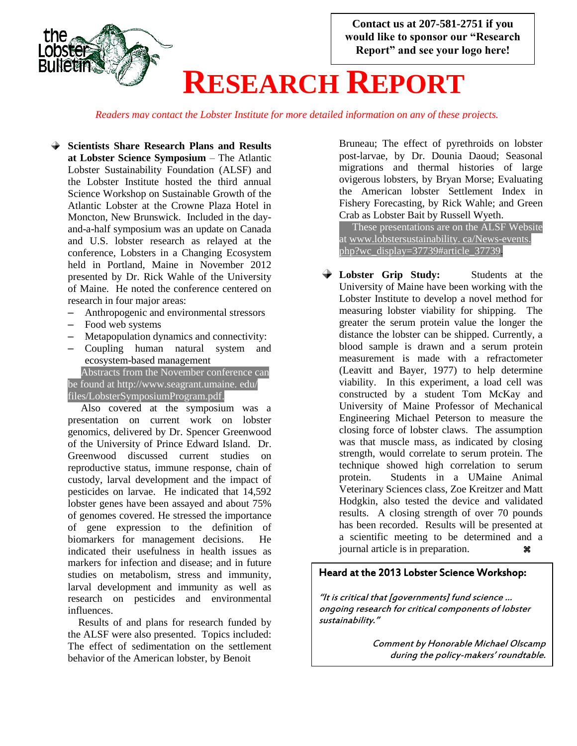Contact us at 207-581-2751 if you would like to sponsor our "Research Report" and see your logo here!

# RESEARCH REPORT

*Readers may contact the Lobster Institute for more detailed information on any of these projects.*

- **Scientists Share Research Plans and Results at Lobster Science Symposium** – The Atlantic Lobster Sustainability Foundation (ALSF) and the Lobster Institute hosted the third annual Science Workshop on Sustainable Growth of the Atlantic Lobster at the Crowne Plaza Hotel in Moncton, New Brunswick. Included in the day-and-a-half symposium was an update on Canada and U.S. lobster research as relayed at the conference, Lobsters in a Changing Ecosystem held in Portland, Maine in November 2012 presented by Dr. Rick Wahle of the University of Maine. He noted the conference centered on research in four major areas:
  - Anthropogenic and environmental stressors
  - Food web systems
  - Metapopulation dynamics and connectivity:
  - Coupling human natural system and ecosystem-based management

  Abstracts from the November conference can be found at http://www.seagrant.umaine. edu/ files/LobsterSymposiumProgram.pdf.

  Also covered at the symposium was a presentation on current work on lobster genomics, delivered by Dr. Spencer Greenwood of the University of Prince Edward Island. Dr. Greenwood discussed current studies on reproductive status, immune response, chain of custody, larval development and the impact of pesticides on larvae. He indicated that 14,592 lobster genes have been assayed and about 75% of genomes covered. He stressed the importance of gene expression to the definition of biomarkers for management decisions. He indicated their usefulness in health issues as markers for infection and disease; and in future studies on metabolism, stress and immunity, larval development and immunity as well as research on pesticides and environmental influences.

  Results of and plans for research funded by the ALSF were also presented. Topics included: The effect of sedimentation on the settlement behavior of the American lobster, by Benoit Bruneau; The effect of pyrethroids on lobster post-larvae, by Dr. Dounia Daoud; Seasonal migrations and thermal histories of large ovigerous lobsters, by Bryan Morse; Evaluating the American lobster Settlement Index in Fishery Forecasting, by Rick Wahle; and Green Crab as Lobster Bait by Russell Wyeth.

  These presentations are on the ALSF Website at www.lobstersustainability. ca/News-events. php?wc_display=37739#article_37739.

- **Lobster Grip Study:** Students at the University of Maine have been working with the Lobster Institute to develop a novel method for measuring lobster viability for shipping. The greater the serum protein value the longer the distance the lobster can be shipped. Currently, a blood sample is drawn and a serum protein measurement is made with a refractometer (Leavitt and Bayer, 1977) to help determine viability. In this experiment, a load cell was constructed by a student Tom McKay and University of Maine Professor of Mechanical Engineering Michael Peterson to measure the closing force of lobster claws. The assumption was that muscle mass, as indicated by closing strength, would correlate to serum protein. The technique showed high correlation to serum protein. Students in a UMaine Animal Veterinary Sciences class, Zoe Kreitzer and Matt Hodgkin, also tested the device and validated results. A closing strength of over 70 pounds has been recorded. Results will be presented at a scientific meeting to be determined and a journal article is in preparation. ⌘

**Heard at the 2013 Lobster Science Workshop:**

*"It is critical that [governments] fund science ... ongoing research for critical components of lobster sustainability."*

*Comment by Honorable Michael Olscamp during the policy-makers' roundtable.*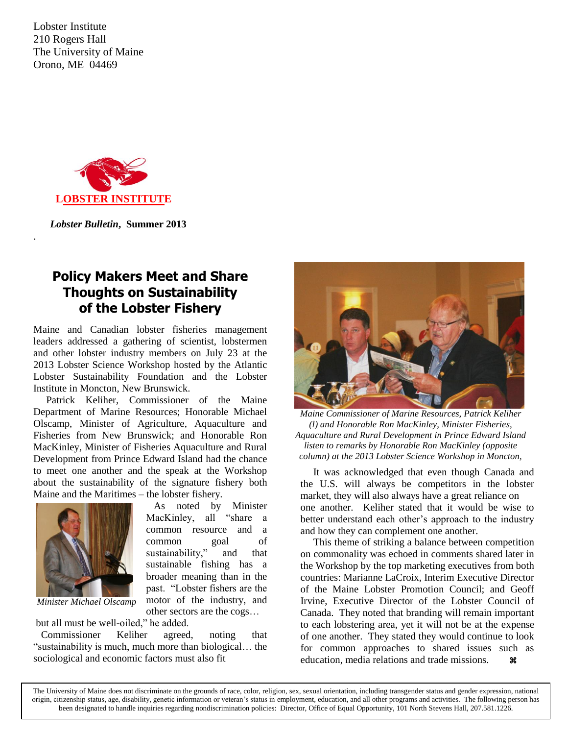Lobster Institute
210 Rogers Hall
The University of Maine
Orono, ME 04469

LOBSTER INSTITUTE

*Lobster Bulletin*, **Summer 2013**

## Policy Makers Meet and Share Thoughts on Sustainability of the Lobster Fishery

Maine and Canadian lobster fisheries management leaders addressed a gathering of scientist, lobstermen and other lobster industry members on July 23 at the 2013 Lobster Science Workshop hosted by the Atlantic Lobster Sustainability Foundation and the Lobster Institute in Moncton, New Brunswick.

Patrick Keliher, Commissioner of the Maine Department of Marine Resources; Honorable Michael Olscamp, Minister of Agriculture, Aquaculture and Fisheries from New Brunswick; and Honorable Ron MacKinley, Minister of Fisheries Aquaculture and Rural Development from Prince Edward Island had the chance to meet one another and the speak at the Workshop about the sustainability of the signature fishery both Maine and the Maritimes – the lobster fishery.

*Minister Michael Olscamp*

As noted by Minister MacKinley, all "share a common resource and a common goal of sustainability," and that sustainable fishing has a broader meaning than in the past. "Lobster fishers are the motor of the industry, and other sectors are the cogs… but all must be well-oiled," he added.

Commissioner Keliher agreed, noting that "sustainability is much, much more than biological… the sociological and economic factors must also fit

*Maine Commissioner of Marine Resources, Patrick Keliher (l) and Honorable Ron MacKinley, Minister Fisheries, Aquaculture and Rural Development in Prince Edward Island listen to remarks by Honorable Ron MacKinley (opposite column) at the 2013 Lobster Science Workshop in Moncton,*

It was acknowledged that even though Canada and the U.S. will always be competitors in the lobster market, they will also always have a great reliance on one another. Keliher stated that it would be wise to better understand each other's approach to the industry and how they can complement one another.

This theme of striking a balance between competition on commonality was echoed in comments shared later in the Workshop by the top marketing executives from both countries: Marianne LaCroix, Interim Executive Director of the Maine Lobster Promotion Council; and Geoff Irvine, Executive Director of the Lobster Council of Canada. They noted that branding will remain important to each lobstering area, yet it will not be at the expense of one another. They stated they would continue to look for common approaches to shared issues such as education, media relations and trade missions. ⌘

The University of Maine does not discriminate on the grounds of race, color, religion, sex, sexual orientation, including transgender status and gender expression, national origin, citizenship status, age, disability, genetic information or veteran's status in employment, education, and all other programs and activities. The following person has been designated to handle inquiries regarding nondiscrimination policies: Director, Office of Equal Opportunity, 101 North Stevens Hall, 207.581.1226.